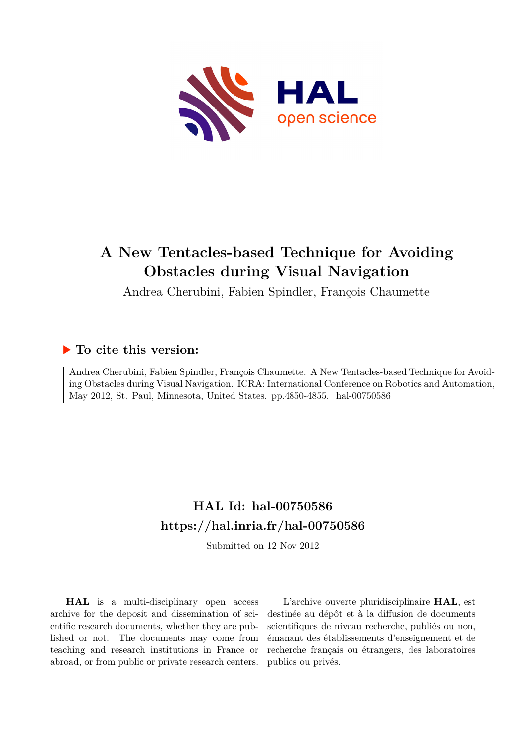# A New Tentacles-based Technique for Avoiding Obstacles during Visual Navigation

Andrea Cherubini, Fabien Spindler, François Chaumette

## ▶ To cite this version:

Andrea Cherubini, Fabien Spindler, François Chaumette. A New Tentacles-based Technique for Avoiding Obstacles during Visual Navigation. ICRA: International Conference on Robotics and Automation, May 2012, St. Paul, Minnesota, United States. pp.4850-4855. hal-00750586

## HAL Id: hal-00750586
## https://hal.inria.fr/hal-00750586

Submitted on 12 Nov 2012

**HAL** is a multi-disciplinary open access archive for the deposit and dissemination of scientific research documents, whether they are published or not. The documents may come from teaching and research institutions in France or abroad, or from public or private research centers.

L'archive ouverte pluridisciplinaire **HAL**, est destinée au dépôt et à la diffusion de documents scientifiques de niveau recherche, publiés ou non, émanant des établissements d'enseignement et de recherche français ou étrangers, des laboratoires publics ou privés.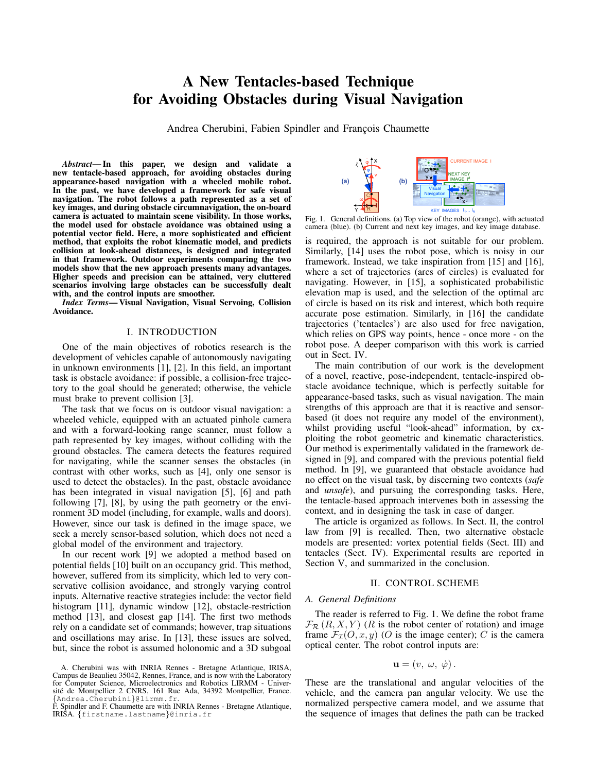# A New Tentacles-based Technique for Avoiding Obstacles during Visual Navigation

Andrea Cherubini, Fabien Spindler and François Chaumette

***Abstract*— In this paper, we design and validate a new tentacle-based approach, for avoiding obstacles during appearance-based navigation with a wheeled mobile robot. In the past, we have developed a framework for safe visual navigation. The robot follows a path represented as a set of key images, and during obstacle circumnavigation, the on-board camera is actuated to maintain scene visibility. In those works, the model used for obstacle avoidance was obtained using a potential vector field. Here, a more sophisticated and efficient method, that exploits the robot kinematic model, and predicts collision at look-ahead distances, is designed and integrated in that framework. Outdoor experiments comparing the two models show that the new approach presents many advantages. Higher speeds and precision can be attained, very cluttered scenarios involving large obstacles can be successfully dealt with, and the control inputs are smoother.**

***Index Terms*— Visual Navigation, Visual Servoing, Collision Avoidance.**

## I. INTRODUCTION

One of the main objectives of robotics research is the development of vehicles capable of autonomously navigating in unknown environments [1], [2]. In this field, an important task is obstacle avoidance: if possible, a collision-free trajectory to the goal should be generated; otherwise, the vehicle must brake to prevent collision [3].

The task that we focus on is outdoor visual navigation: a wheeled vehicle, equipped with an actuated pinhole camera and with a forward-looking range scanner, must follow a path represented by key images, without colliding with the ground obstacles. The camera detects the features required for navigating, while the scanner senses the obstacles (in contrast with other works, such as [4], only one sensor is used to detect the obstacles). In the past, obstacle avoidance has been integrated in visual navigation [5], [6] and path following [7], [8], by using the path geometry or the environment 3D model (including, for example, walls and doors). However, since our task is defined in the image space, we seek a merely sensor-based solution, which does not need a global model of the environment and trajectory.

In our recent work [9] we adopted a method based on potential fields [10] built on an occupancy grid. This method, however, suffered from its simplicity, which led to very conservative collision avoidance, and strongly varying control inputs. Alternative reactive strategies include: the vector field histogram [11], dynamic window [12], obstacle-restriction method [13], and closest gap [14]. The first two methods rely on a candidate set of commands; however, trap situations and oscillations may arise. In [13], these issues are solved, but, since the robot is assumed holonomic and a 3D subgoal is required, the approach is not suitable for our problem. Similarly, [14] uses the robot pose, which is noisy in our framework. Instead, we take inspiration from [15] and [16], where a set of trajectories (arcs of circles) is evaluated for navigating. However, in [15], a sophisticated probabilistic elevation map is used, and the selection of the optimal arc of circle is based on its risk and interest, which both require accurate pose estimation. Similarly, in [16] the candidate trajectories ('tentacles') are also used for free navigation, which relies on GPS way points, hence - once more - on the robot pose. A deeper comparison with this work is carried out in Sect. IV.

The main contribution of our work is the development of a novel, reactive, pose-independent, tentacle-inspired obstacle avoidance technique, which is perfectly suitable for appearance-based tasks, such as visual navigation. The main strengths of this approach are that it is reactive and sensor-based (it does not require any model of the environment), whilst providing useful "look-ahead" information, by exploiting the robot geometric and kinematic characteristics. Our method is experimentally validated in the framework designed in [9], and compared with the previous potential field method. In [9], we guaranteed that obstacle avoidance had no effect on the visual task, by discerning two contexts (*safe* and *unsafe*), and pursuing the corresponding tasks. Here, the tentacle-based approach intervenes both in assessing the context, and in designing the task in case of danger.

The article is organized as follows. In Sect. II, the control law from [9] is recalled. Then, two alternative obstacle models are presented: vortex potential fields (Sect. III) and tentacles (Sect. IV). Experimental results are reported in Section V, and summarized in the conclusion.

Fig. 1. General definitions. (a) Top view of the robot (orange), with actuated camera (blue). (b) Current and next key images, and key image database.

## II. CONTROL SCHEME

### A. General Definitions

The reader is referred to Fig. 1. We define the robot frame $\mathcal{F}_\mathcal{R}(R, X, Y)$ ($R$ is the robot center of rotation) and image frame $\mathcal{F}_\mathcal{I}(O, x, y)$ ($O$ is the image center); $C$ is the camera optical center. The robot control inputs are:

$$\mathbf{u} = (v,\ \omega,\ \dot{\varphi}) .$$

These are the translational and angular velocities of the vehicle, and the camera pan angular velocity. We use the normalized perspective camera model, and we assume that the sequence of images that defines the path can be tracked

A. Cherubini was with INRIA Rennes - Bretagne Atlantique, IRISA, Campus de Beaulieu 35042, Rennes, France, and is now with the Laboratory for Computer Science, Microelectronics and Robotics LIRMM - Université de Montpellier 2 CNRS, 161 Rue Ada, 34392 Montpellier, France. {Andrea.Cherubini}@lirmm.fr.

F. Spindler and F. Chaumette are with INRIA Rennes - Bretagne Atlantique, IRISA. {firstname.lastname}@inria.fr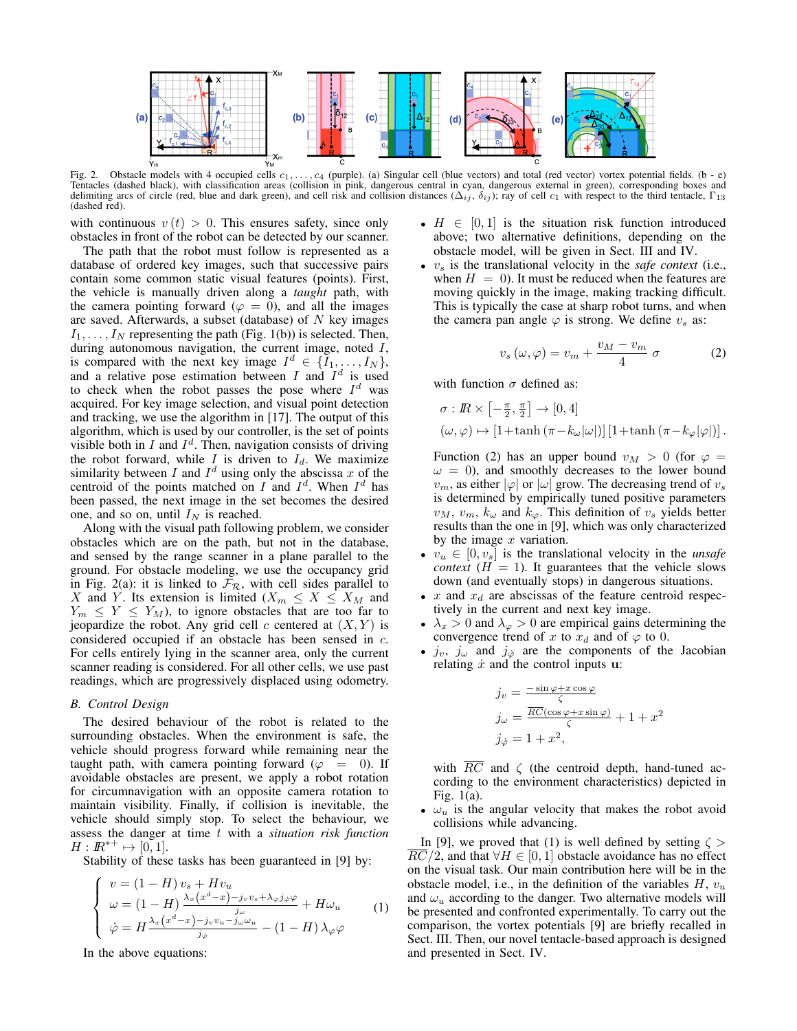Fig. 2. Obstacle models with 4 occupied cells $c_1, \ldots, c_4$ (purple). (a) Singular cell (blue vectors) and total (red vector) vortex potential fields. (b - e) Tentacles (dashed black), with classification areas (collision in pink, dangerous central in cyan, dangerous external in green), corresponding boxes and delimiting arcs of circle (red, blue and dark green), and cell risk and collision distances ($\Delta_{ij}$, $\delta_{ij}$); ray of cell $c_1$ with respect to the third tentacle, $\Gamma_{13}$ (dashed red).

with continuous $v(t) > 0$. This ensures safety, since only obstacles in front of the robot can be detected by our scanner.

The path that the robot must follow is represented as a database of ordered key images, such that successive pairs contain some common static visual features (points). First, the vehicle is manually driven along a *taught* path, with the camera pointing forward ($\varphi = 0$), and all the images are saved. Afterwards, a subset (database) of $N$ key images $I_1, \ldots, I_N$ representing the path (Fig. 1(b)) is selected. Then, during autonomous navigation, the current image, noted $I$, is compared with the next key image $I^d \in \{I_1, \ldots, I_N\}$, and a relative pose estimation between $I$ and $I^d$ is used to check when the robot passes the pose where $I^d$ was acquired. For key image selection, and visual point detection and tracking, we use the algorithm in [17]. The output of this algorithm, which is used by our controller, is the set of points visible both in $I$ and $I^d$. Then, navigation consists of driving the robot forward, while $I$ is driven to $I_d$. We maximize similarity between $I$ and $I^d$ using only the abscissa $x$ of the centroid of the points matched on $I$ and $I^d$. When $I^d$ has been passed, the next image in the set becomes the desired one, and so on, until $I_N$ is reached.

Along with the visual path following problem, we consider obstacles which are on the path, but not in the database, and sensed by the range scanner in a plane parallel to the ground. For obstacle modeling, we use the occupancy grid in Fig. 2(a): it is linked to $\mathcal{F}_{\mathcal{R}}$, with cell sides parallel to $X$ and $Y$. Its extension is limited ($X_m \le X \le X_M$ and $Y_m \le Y \le Y_M$), to ignore obstacles that are too far to jeopardize the robot. Any grid cell $c$ centered at $(X, Y)$ is considered occupied if an obstacle has been sensed in $c$. For cells entirely lying in the scanner area, only the current scanner reading is considered. For all other cells, we use past readings, which are progressively displaced using odometry.

## B. Control Design

The desired behaviour of the robot is related to the surrounding obstacles. When the environment is safe, the vehicle should progress forward while remaining near the taught path, with camera pointing forward ($\varphi = 0$). If avoidable obstacles are present, we apply a robot rotation for circumnavigation with an opposite camera rotation to maintain visibility. Finally, if collision is inevitable, the vehicle should simply stop. To select the behaviour, we assess the danger at time $t$ with a *situation risk function* $H : \mathbb{R}^{*+} \mapsto [0, 1]$.

Stability of these tasks has been guaranteed in [9] by:

$$
\begin{cases}
v = (1 - H)\, v_s + H v_u \\
\omega = (1 - H)\, \frac{\lambda_x (x^d - x) - j_v v_s + \lambda_\varphi j_{\dot\varphi} \varphi}{j_\omega} + H \omega_u \\
\dot\varphi = H \frac{\lambda_x (x^d - x) - j_v v_u - j_\omega \omega_u}{j_{\dot\varphi}} - (1 - H)\, \lambda_\varphi \varphi
\end{cases}
\tag{1}
$$

In the above equations:

- $H \in [0, 1]$ is the situation risk function introduced above; two alternative definitions, depending on the obstacle model, will be given in Sect. III and IV.
- $v_s$ is the translational velocity in the *safe context* (i.e., when $H = 0$). It must be reduced when the features are moving quickly in the image, making tracking difficult. This is typically the case at sharp robot turns, and when the camera pan angle $\varphi$ is strong. We define $v_s$ as:

$$
v_s(\omega, \varphi) = v_m + \frac{v_M - v_m}{4}\, \sigma \tag{2}
$$

with function $\sigma$ defined as:

$$
\begin{aligned}
&\sigma : \mathbb{R} \times \left[-\tfrac{\pi}{2}, \tfrac{\pi}{2}\right] \to [0, 4] \\
&(\omega, \varphi) \mapsto [1 + \tanh(\pi - k_\omega |\omega|)]\, [1 + \tanh(\pi - k_\varphi |\varphi|)]\,.
\end{aligned}
$$

Function (2) has an upper bound $v_M > 0$ (for $\varphi = \omega = 0$), and smoothly decreases to the lower bound $v_m$, as either $|\varphi|$ or $|\omega|$ grow. The decreasing trend of $v_s$ is determined by empirically tuned positive parameters $v_M$, $v_m$, $k_\omega$ and $k_\varphi$. This definition of $v_s$ yields better results than the one in [9], which was only characterized by the image $x$ variation.
- $v_u \in [0, v_s]$ is the translational velocity in the *unsafe context* ($H = 1$). It guarantees that the vehicle slows down (and eventually stops) in dangerous situations.
- $x$ and $x_d$ are abscissas of the feature centroid respectively in the current and next key image.
- $\lambda_x > 0$ and $\lambda_\varphi > 0$ are empirical gains determining the convergence trend of $x$ to $x_d$ and of $\varphi$ to 0.
- $j_v$, $j_\omega$ and $j_{\dot\varphi}$ are the components of the Jacobian relating $\dot x$ and the control inputs $\mathbf{u}$:

$$
\begin{aligned}
j_v &= \frac{-\sin\varphi + x\cos\varphi}{\zeta} \\
j_\omega &= \frac{\overline{RC}(\cos\varphi + x\sin\varphi)}{\zeta} + 1 + x^2 \\
j_{\dot\varphi} &= 1 + x^2,
\end{aligned}
$$

with $\overline{RC}$ and $\zeta$ (the centroid depth, hand-tuned according to the environment characteristics) depicted in Fig. 1(a).
- $\omega_u$ is the angular velocity that makes the robot avoid collisions while advancing.

In [9], we proved that (1) is well defined by setting $\zeta > \overline{RC}/2$, and that $\forall H \in [0, 1]$ obstacle avoidance has no effect on the visual task. Our main contribution here will be in the obstacle model, i.e., in the definition of the variables $H$, $v_u$ and $\omega_u$ according to the danger. Two alternative models will be presented and confronted experimentally. To carry out the comparison, the vortex potentials [9] are briefly recalled in Sect. III. Then, our novel tentacle-based approach is designed and presented in Sect. IV.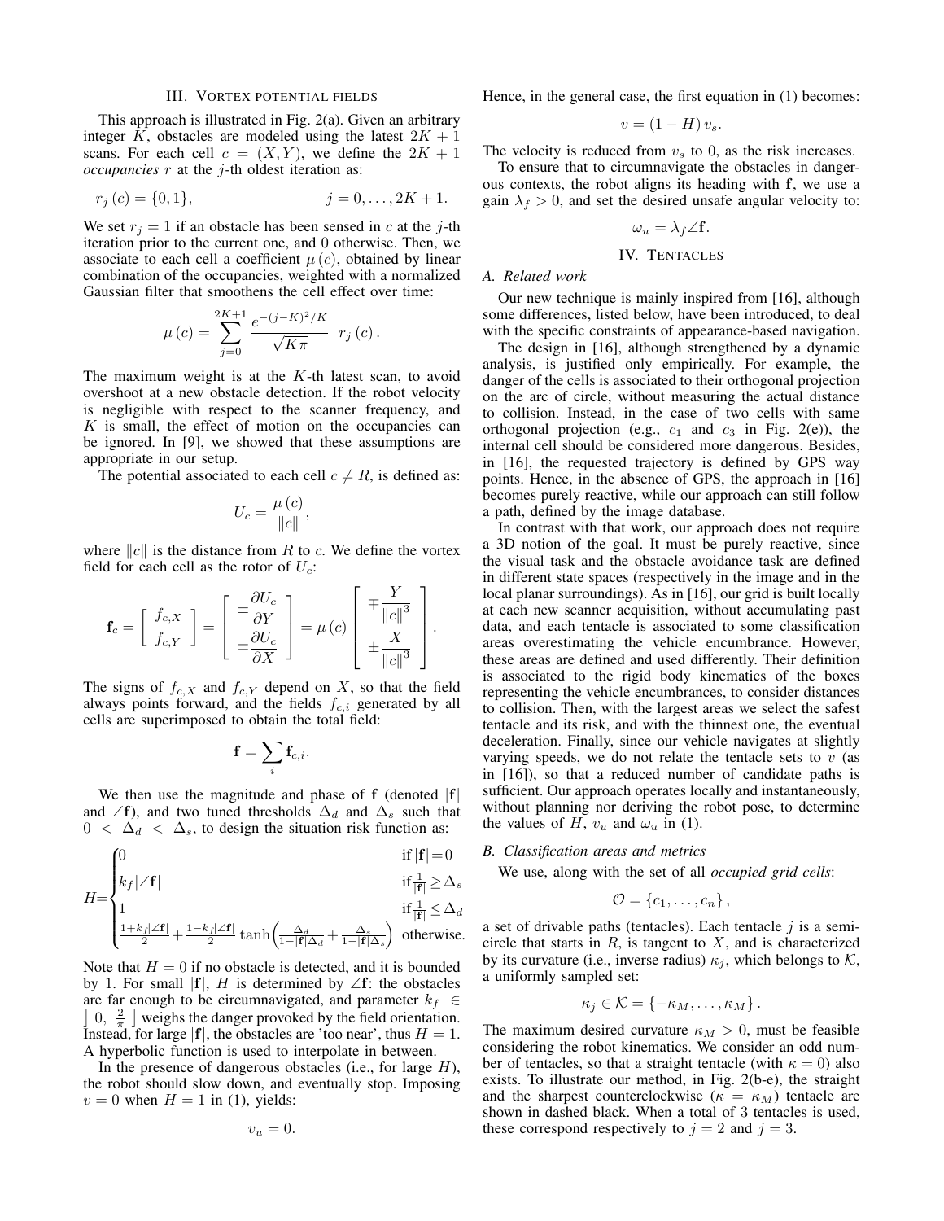## III. Vortex potential fields

This approach is illustrated in Fig. 2(a). Given an arbitrary integer $K$, obstacles are modeled using the latest $2K+1$ scans. For each cell $c = (X, Y)$, we define the $2K+1$ *occupancies* $r$ at the $j$-th oldest iteration as:

$$r_j(c) = \{0, 1\}, \qquad j = 0, \ldots, 2K+1.$$

We set $r_j = 1$ if an obstacle has been sensed in $c$ at the $j$-th iteration prior to the current one, and 0 otherwise. Then, we associate to each cell a coefficient $\mu(c)$, obtained by linear combination of the occupancies, weighted with a normalized Gaussian filter that smoothens the cell effect over time:

$$\mu(c) = \sum_{j=0}^{2K+1} \frac{e^{-(j-K)^2/K}}{\sqrt{K\pi}} \; r_j(c).$$

The maximum weight is at the $K$-th latest scan, to avoid overshoot at a new obstacle detection. If the robot velocity is negligible with respect to the scanner frequency, and $K$ is small, the effect of motion on the occupancies can be ignored. In [9], we showed that these assumptions are appropriate in our setup.

The potential associated to each cell $c \neq R$, is defined as:

$$U_c = \frac{\mu(c)}{\|c\|},$$

where $\|c\|$ is the distance from $R$ to $c$. We define the vortex field for each cell as the rotor of $U_c$:

$$\mathbf{f}_c = \begin{bmatrix} f_{c,X} \\ f_{c,Y} \end{bmatrix} = \begin{bmatrix} \pm \dfrac{\partial U_c}{\partial Y} \\ \mp \dfrac{\partial U_c}{\partial X} \end{bmatrix} = \mu(c) \begin{bmatrix} \mp \dfrac{Y}{\|c\|^3} \\ \pm \dfrac{X}{\|c\|^3} \end{bmatrix}.$$

The signs of $f_{c,X}$ and $f_{c,Y}$ depend on $X$, so that the field always points forward, and the fields $f_{c,i}$ generated by all cells are superimposed to obtain the total field:

$$\mathbf{f} = \sum_i \mathbf{f}_{c,i}.$$

We then use the magnitude and phase of $\mathbf{f}$ (denoted $|\mathbf{f}|$ and $\angle\mathbf{f}$), and two tuned thresholds $\Delta_d$ and $\Delta_s$ such that $0 < \Delta_d < \Delta_s$, to design the situation risk function as:

$$H = \begin{cases} 0 & \text{if } |\mathbf{f}| = 0 \\ k_f |\angle\mathbf{f}| & \text{if } \frac{1}{|\mathbf{f}|} \geq \Delta_s \\ 1 & \text{if } \frac{1}{|\mathbf{f}|} \leq \Delta_d \\ \frac{1+k_f|\angle\mathbf{f}|}{2} + \frac{1-k_f|\angle\mathbf{f}|}{2} \tanh\left(\frac{\Delta_d}{1-|\mathbf{f}|\Delta_d} + \frac{\Delta_s}{1-|\mathbf{f}|\Delta_s}\right) & \text{otherwise.} \end{cases}$$

Note that $H = 0$ if no obstacle is detected, and it is bounded by 1. For small $|\mathbf{f}|$, $H$ is determined by $\angle\mathbf{f}$: the obstacles are far enough to be circumnavigated, and parameter $k_f \in \left]\, 0, \ \frac{2}{\pi} \,\right]$ weighs the danger provoked by the field orientation. Instead, for large $|\mathbf{f}|$, the obstacles are 'too near', thus $H = 1$. A hyperbolic function is used to interpolate in between.

In the presence of dangerous obstacles (i.e., for large $H$), the robot should slow down, and eventually stop. Imposing $v = 0$ when $H = 1$ in (1), yields:

$$v_u = 0.$$

Hence, in the general case, the first equation in (1) becomes:

$$v = (1 - H)\, v_s.$$

The velocity is reduced from $v_s$ to 0, as the risk increases.

To ensure that to circumnavigate the obstacles in dangerous contexts, the robot aligns its heading with $\mathbf{f}$, we use a gain $\lambda_f > 0$, and set the desired unsafe angular velocity to:

$$\omega_u = \lambda_f \angle\mathbf{f}.$$

## IV. Tentacles

### A. Related work

Our new technique is mainly inspired from [16], although some differences, listed below, have been introduced, to deal with the specific constraints of appearance-based navigation.

The design in [16], although strengthened by a dynamic analysis, is justified only empirically. For example, the danger of the cells is associated to their orthogonal projection on the arc of circle, without measuring the actual distance to collision. Instead, in the case of two cells with same orthogonal projection (e.g., $c_1$ and $c_3$ in Fig. 2(e)), the internal cell should be considered more dangerous. Besides, in [16], the requested trajectory is defined by GPS way points. Hence, in the absence of GPS, the approach in [16] becomes purely reactive, while our approach can still follow a path, defined by the image database.

In contrast with that work, our approach does not require a 3D notion of the goal. It must be purely reactive, since the visual task and the obstacle avoidance task are defined in different state spaces (respectively in the image and in the local planar surroundings). As in [16], our grid is built locally at each new scanner acquisition, without accumulating past data, and each tentacle is associated to some classification areas overestimating the vehicle encumbrance. However, these areas are defined and used differently. Their definition is associated to the rigid body kinematics of the boxes representing the vehicle encumbrances, to consider distances to collision. Then, with the largest areas we select the safest tentacle and its risk, and with the thinnest one, the eventual deceleration. Finally, since our vehicle navigates at slightly varying speeds, we do not relate the tentacle sets to $v$ (as in [16]), so that a reduced number of candidate paths is sufficient. Our approach operates locally and instantaneously, without planning nor deriving the robot pose, to determine the values of $H$, $v_u$ and $\omega_u$ in (1).

### B. Classification areas and metrics

We use, along with the set of all *occupied grid cells*:

$$\mathcal{O} = \{c_1, \ldots, c_n\},$$

a set of drivable paths (tentacles). Each tentacle $j$ is a semicircle that starts in $R$, is tangent to $X$, and is characterized by its curvature (i.e., inverse radius) $\kappa_j$, which belongs to $\mathcal{K}$, a uniformly sampled set:

$$\kappa_j \in \mathcal{K} = \{-\kappa_M, \ldots, \kappa_M\}.$$

The maximum desired curvature $\kappa_M > 0$, must be feasible considering the robot kinematics. We consider an odd number of tentacles, so that a straight tentacle (with $\kappa = 0$) also exists. To illustrate our method, in Fig. 2(b-e), the straight and the sharpest counterclockwise ($\kappa = \kappa_M$) tentacle are shown in dashed black. When a total of 3 tentacles is used, these correspond respectively to $j = 2$ and $j = 3$.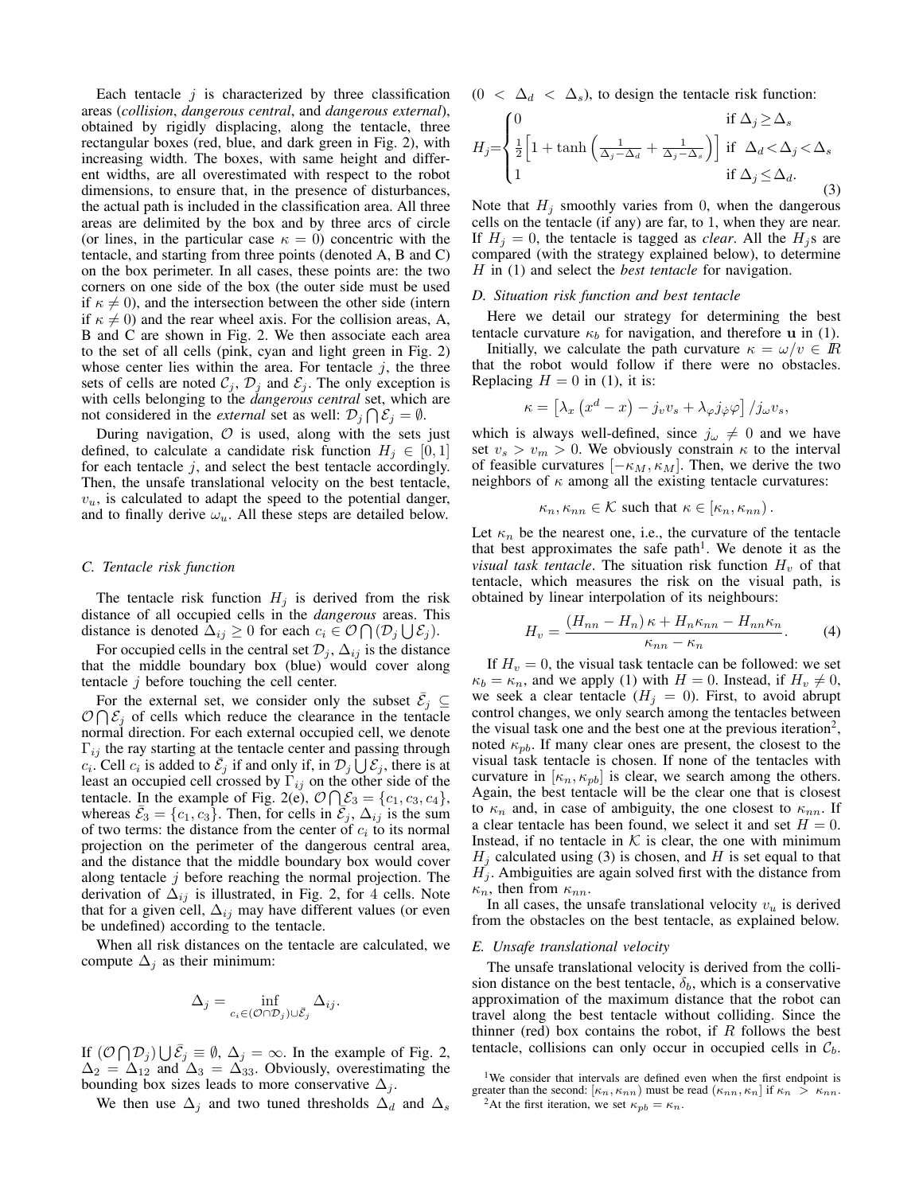Each tentacle $j$ is characterized by three classification areas (*collision*, *dangerous central*, and *dangerous external*), obtained by rigidly displacing, along the tentacle, three rectangular boxes (red, blue, and dark green in Fig. 2), with increasing width. The boxes, with same height and different widths, are all overestimated with respect to the robot dimensions, to ensure that, in the presence of disturbances, the actual path is included in the classification area. All three areas are delimited by the box and by three arcs of circle (or lines, in the particular case $\kappa = 0$) concentric with the tentacle, and starting from three points (denoted A, B and C) on the box perimeter. In all cases, these points are: the two corners on one side of the box (the outer side must be used if $\kappa \neq 0$), and the intersection between the other side (intern if $\kappa \neq 0$) and the rear wheel axis. For the collision areas, A, B and C are shown in Fig. 2. We then associate each area to the set of all cells (pink, cyan and light green in Fig. 2) whose center lies within the area. For tentacle $j$, the three sets of cells are noted $\mathcal{C}_j$, $\mathcal{D}_j$ and $\mathcal{E}_j$. The only exception is with cells belonging to the *dangerous central* set, which are not considered in the *external* set as well: $\mathcal{D}_j \bigcap \mathcal{E}_j = \emptyset$.

During navigation, $\mathcal{O}$ is used, along with the sets just defined, to calculate a candidate risk function $H_j \in [0, 1]$ for each tentacle $j$, and select the best tentacle accordingly. Then, the unsafe translational velocity on the best tentacle, $v_u$, is calculated to adapt the speed to the potential danger, and to finally derive $\omega_u$. All these steps are detailed below.

### C. Tentacle risk function

The tentacle risk function $H_j$ is derived from the risk distance of all occupied cells in the *dangerous* areas. This distance is denoted $\Delta_{ij} \geq 0$ for each $c_i \in \mathcal{O} \bigcap (\mathcal{D}_j \bigcup \mathcal{E}_j)$.

For occupied cells in the central set $\mathcal{D}_j$, $\Delta_{ij}$ is the distance that the middle boundary box (blue) would cover along tentacle $j$ before touching the cell center.

For the external set, we consider only the subset $\bar{\mathcal{E}}_j \subseteq \mathcal{O} \bigcap \mathcal{E}_j$ of cells which reduce the clearance in the tentacle normal direction. For each external occupied cell, we denote $\Gamma_{ij}$ the ray starting at the tentacle center and passing through $c_i$. Cell $c_i$ is added to $\bar{\mathcal{E}}_j$ if and only if, in $\mathcal{D}_j \bigcup \mathcal{E}_j$, there is at least an occupied cell crossed by $\Gamma_{ij}$ on the other side of the tentacle. In the example of Fig. 2(e), $\mathcal{O} \bigcap \mathcal{E}_3 = \{c_1, c_3, c_4\}$, whereas $\bar{\mathcal{E}}_3 = \{c_1, c_3\}$. Then, for cells in $\bar{\mathcal{E}}_j$, $\Delta_{ij}$ is the sum of two terms: the distance from the center of $c_i$ to its normal projection on the perimeter of the dangerous central area, and the distance that the middle boundary box would cover along tentacle $j$ before reaching the normal projection. The derivation of $\Delta_{ij}$ is illustrated, in Fig. 2, for 4 cells. Note that for a given cell, $\Delta_{ij}$ may have different values (or even be undefined) according to the tentacle.

When all risk distances on the tentacle are calculated, we compute $\Delta_j$ as their minimum:

$$\Delta_j = \inf_{c_i \in (\mathcal{O} \cap \mathcal{D}_j) \cup \bar{\mathcal{E}}_j} \Delta_{ij}.$$

If $(\mathcal{O} \bigcap \mathcal{D}_j) \bigcup \bar{\mathcal{E}}_j \equiv \emptyset$, $\Delta_j = \infty$. In the example of Fig. 2, $\Delta_2 = \Delta_{12}$ and $\Delta_3 = \Delta_{33}$. Obviously, overestimating the bounding box sizes leads to more conservative $\Delta_j$.

We then use $\Delta_j$ and two tuned thresholds $\Delta_d$ and $\Delta_s$ ($0 < \Delta_d < \Delta_s$), to design the tentacle risk function:

$$H_j = \begin{cases} 0 & \text{if } \Delta_j \geq \Delta_s \\ \frac{1}{2}\left[1 + \tanh\left(\frac{1}{\Delta_j - \Delta_d} + \frac{1}{\Delta_j - \Delta_s}\right)\right] & \text{if } \Delta_d < \Delta_j < \Delta_s \\ 1 & \text{if } \Delta_j \leq \Delta_d. \end{cases} \quad (3)$$

Note that $H_j$ smoothly varies from 0, when the dangerous cells on the tentacle (if any) are far, to 1, when they are near. If $H_j = 0$, the tentacle is tagged as *clear*. All the $H_j$s are compared (with the strategy explained below), to determine $H$ in (1) and select the *best tentacle* for navigation.

### D. Situation risk function and best tentacle

Here we detail our strategy for determining the best tentacle curvature $\kappa_b$ for navigation, and therefore $\mathbf{u}$ in (1).

Initially, we calculate the path curvature $\kappa = \omega/v \in I\!R$ that the robot would follow if there were no obstacles. Replacing $H = 0$ in (1), it is:

$$\kappa = \left[\lambda_x \left(x^d - x\right) - j_v v_s + \lambda_\varphi j_{\dot{\varphi}} \varphi\right] / j_\omega v_s,$$

which is always well-defined, since $j_\omega \neq 0$ and we have set $v_s > v_m > 0$. We obviously constrain $\kappa$ to the interval of feasible curvatures $[-\kappa_M, \kappa_M]$. Then, we derive the two neighbors of $\kappa$ among all the existing tentacle curvatures:

$$\kappa_n, \kappa_{nn} \in \mathcal{K} \text{ such that } \kappa \in [\kappa_n, \kappa_{nn}).$$

Let $\kappa_n$ be the nearest one, i.e., the curvature of the tentacle that best approximates the safe path[1]. We denote it as the *visual task tentacle*. The situation risk function $H_v$ of that tentacle, which measures the risk on the visual path, is obtained by linear interpolation of its neighbours:

$$H_v = \frac{(H_{nn} - H_n)\,\kappa + H_n \kappa_{nn} - H_{nn} \kappa_n}{\kappa_{nn} - \kappa_n}. \quad (4)$$

If $H_v = 0$, the visual task tentacle can be followed: we set $\kappa_b = \kappa_n$, and we apply (1) with $H = 0$. Instead, if $H_v \neq 0$, we seek a clear tentacle ($H_j = 0$). First, to avoid abrupt control changes, we only search among the tentacles between the visual task one and the best one at the previous iteration[2], noted $\kappa_{pb}$. If many clear ones are present, the closest to the visual task tentacle is chosen. If none of the tentacles with curvature in $[\kappa_n, \kappa_{pb}]$ is clear, we search among the others. Again, the best tentacle will be the clear one that is closest to $\kappa_n$ and, in case of ambiguity, the one closest to $\kappa_{nn}$. If a clear tentacle has been found, we select it and set $H = 0$. Instead, if no tentacle in $\mathcal{K}$ is clear, the one with minimum $H_j$ calculated using (3) is chosen, and $H$ is set equal to that $H_j$. Ambiguities are again solved first with the distance from $\kappa_n$, then from $\kappa_{nn}$.

In all cases, the unsafe translational velocity $v_u$ is derived from the obstacles on the best tentacle, as explained below.

### E. Unsafe translational velocity

The unsafe translational velocity is derived from the collision distance on the best tentacle, $\delta_b$, which is a conservative approximation of the maximum distance that the robot can travel along the best tentacle without colliding. Since the thinner (red) box contains the robot, if $R$ follows the best tentacle, collisions can only occur in occupied cells in $\mathcal{C}_b$.

[1] We consider that intervals are defined even when the first endpoint is greater than the second: $[\kappa_n, \kappa_{nn})$ must be read $(\kappa_{nn}, \kappa_n]$ if $\kappa_n > \kappa_{nn}$.

[2] At the first iteration, we set $\kappa_{pb} = \kappa_n$.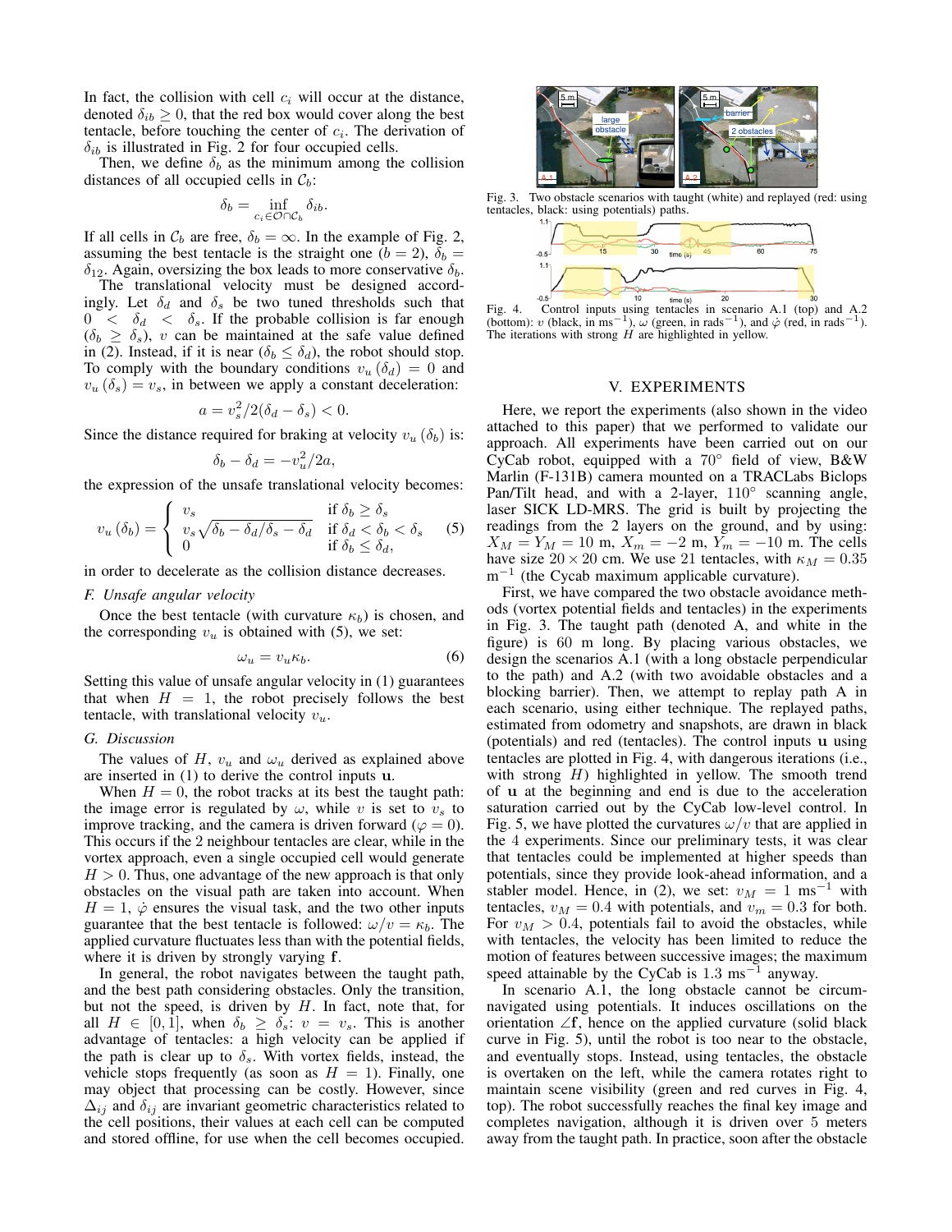In fact, the collision with cell $c_i$ will occur at the distance, denoted $\delta_{ib} \geq 0$, that the red box would cover along the best tentacle, before touching the center of $c_i$. The derivation of $\delta_{ib}$ is illustrated in Fig. 2 for four occupied cells.

Then, we define $\delta_b$ as the minimum among the collision distances of all occupied cells in $\mathcal{C}_b$:

$$\delta_b = \inf_{c_i \in \mathcal{O} \cap \mathcal{C}_b} \delta_{ib}.$$

If all cells in $\mathcal{C}_b$ are free, $\delta_b = \infty$. In the example of Fig. 2, assuming the best tentacle is the straight one ($b = 2$), $\delta_b = \delta_{12}$. Again, oversizing the box leads to more conservative $\delta_b$.

The translational velocity must be designed accordingly. Let $\delta_d$ and $\delta_s$ be two tuned thresholds such that $0 < \delta_d < \delta_s$. If the probable collision is far enough ($\delta_b \geq \delta_s$), $v$ can be maintained at the safe value defined in (2). Instead, if it is near ($\delta_b \leq \delta_d$), the robot should stop. To comply with the boundary conditions $v_u(\delta_d) = 0$ and $v_u(\delta_s) = v_s$, in between we apply a constant deceleration:

$$a = v_s^2 / 2(\delta_d - \delta_s) < 0.$$

Since the distance required for braking at velocity $v_u(\delta_b)$ is:

$$\delta_b - \delta_d = -v_u^2 / 2a,$$

the expression of the unsafe translational velocity becomes:

$$v_u(\delta_b) = \begin{cases} v_s & \text{if } \delta_b \geq \delta_s \\ v_s \sqrt{\delta_b - \delta_d / \delta_s - \delta_d} & \text{if } \delta_d < \delta_b < \delta_s \\ 0 & \text{if } \delta_b \leq \delta_d, \end{cases} \quad (5)$$

in order to decelerate as the collision distance decreases.

### F. Unsafe angular velocity

Once the best tentacle (with curvature $\kappa_b$) is chosen, and the corresponding $v_u$ is obtained with (5), we set:

$$\omega_u = v_u \kappa_b. \quad (6)$$

Setting this value of unsafe angular velocity in (1) guarantees that when $H = 1$, the robot precisely follows the best tentacle, with translational velocity $v_u$.

### G. Discussion

The values of $H$, $v_u$ and $\omega_u$ derived as explained above are inserted in (1) to derive the control inputs $\mathbf{u}$.

When $H = 0$, the robot tracks at its best the taught path: the image error is regulated by $\omega$, while $v$ is set to $v_s$ to improve tracking, and the camera is driven forward ($\varphi = 0$). This occurs if the 2 neighbour tentacles are clear, while in the vortex approach, even a single occupied cell would generate $H > 0$. Thus, one advantage of the new approach is that only obstacles on the visual path are taken into account. When $H = 1$, $\dot{\varphi}$ ensures the visual task, and the two other inputs guarantee that the best tentacle is followed: $\omega / v = \kappa_b$. The applied curvature fluctuates less than with the potential fields, where it is driven by strongly varying $\mathbf{f}$.

In general, the robot navigates between the taught path, and the best path considering obstacles. Only the transition, but not the speed, is driven by $H$. In fact, note that, for all $H \in [0, 1]$, when $\delta_b \geq \delta_s$: $v = v_s$. This is another advantage of tentacles: a high velocity can be applied if the path is clear up to $\delta_s$. With vortex fields, instead, the vehicle stops frequently (as soon as $H = 1$). Finally, one may object that processing can be costly. However, since $\Delta_{ij}$ and $\delta_{ij}$ are invariant geometric characteristics related to the cell positions, their values at each cell can be computed and stored offline, for use when the cell becomes occupied.

Fig. 3. Two obstacle scenarios with taught (white) and replayed (red: using tentacles, black: using potentials) paths.

Fig. 4. Control inputs using tentacles in scenario A.1 (top) and A.2 (bottom): $v$ (black, in ms$^{-1}$), $\omega$ (green, in rads$^{-1}$), and $\dot{\varphi}$ (red, in rads$^{-1}$). The iterations with strong $H$ are highlighted in yellow.

## V. EXPERIMENTS

Here, we report the experiments (also shown in the video attached to this paper) that we performed to validate our approach. All experiments have been carried out on our CyCab robot, equipped with a 70° field of view, B&W Marlin (F-131B) camera mounted on a TRACLabs Biclops Pan/Tilt head, and with a 2-layer, 110° scanning angle, laser SICK LD-MRS. The grid is built by projecting the readings from the 2 layers on the ground, and by using: $X_M = Y_M = 10$ m, $X_m = -2$ m, $Y_m = -10$ m. The cells have size $20 \times 20$ cm. We use 21 tentacles, with $\kappa_M = 0.35$ m$^{-1}$ (the Cycab maximum applicable curvature).

First, we have compared the two obstacle avoidance methods (vortex potential fields and tentacles) in the experiments in Fig. 3. The taught path (denoted A, and white in the figure) is 60 m long. By placing various obstacles, we design the scenarios A.1 (with a long obstacle perpendicular to the path) and A.2 (with two avoidable obstacles and a blocking barrier). Then, we attempt to replay path A in each scenario, using either technique. The replayed paths, estimated from odometry and snapshots, are drawn in black (potentials) and red (tentacles). The control inputs $\mathbf{u}$ using tentacles are plotted in Fig. 4, with dangerous iterations (i.e., with strong $H$) highlighted in yellow. The smooth trend of $\mathbf{u}$ at the beginning and end is due to the acceleration saturation carried out by the CyCab low-level control. In Fig. 5, we have plotted the curvatures $\omega / v$ that are applied in the 4 experiments. Since our preliminary tests, it was clear that tentacles could be implemented at higher speeds than potentials, since they provide look-ahead information, and a stabler model. Hence, in (2), we set: $v_M = 1$ ms$^{-1}$ with tentacles, $v_M = 0.4$ with potentials, and $v_m = 0.3$ for both. For $v_M > 0.4$, potentials fail to avoid the obstacles, while with tentacles, the velocity has been limited to reduce the motion of features between successive images; the maximum speed attainable by the CyCab is 1.3 ms$^{-1}$ anyway.

In scenario A.1, the long obstacle cannot be circumnavigated using potentials. It induces oscillations on the orientation $\angle\mathbf{f}$, hence on the applied curvature (solid black curve in Fig. 5), until the robot is too near to the obstacle, and eventually stops. Instead, using tentacles, the obstacle is overtaken on the left, while the camera rotates right to maintain scene visibility (green and red curves in Fig. 4, top). The robot successfully reaches the final key image and completes navigation, although it is driven over 5 meters away from the taught path. In practice, soon after the obstacle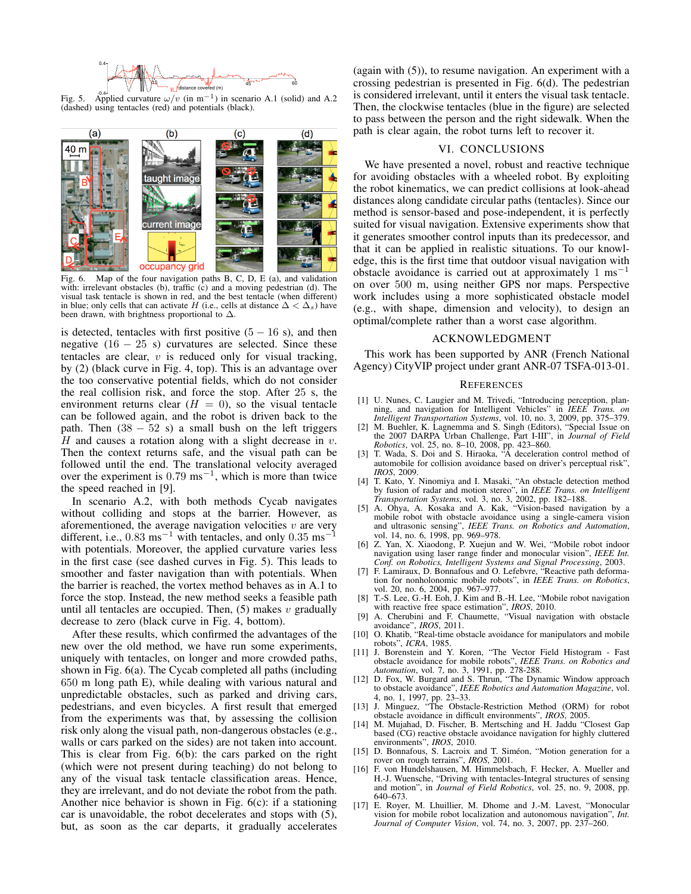0.4

distance covered (m)

15

45

60

-0.4

Fig. 5. Applied curvature $\omega/v$ (in $\text{m}^{-1}$) in scenario A.1 (solid) and A.2 (dashed) using tentacles (red) and potentials (black).

(a) (b) (c) (d)

40 m

B

C

D

E

taught image

current image

occupancy grid

Fig. 6. Map of the four navigation paths B, C, D, E (a), and validation with: irrelevant obstacles (b), traffic (c) and a moving pedestrian (d). The visual task tentacle is shown in red, and the best tentacle (when different) in blue; only cells that can activate $H$ (i.e., cells at distance $\Delta < \Delta_s$) have been drawn, with brightness proportional to $\Delta$.

is detected, tentacles with first positive ($5 - 16$ s), and then negative ($16 - 25$ s) curvatures are selected. Since these tentacles are clear, $v$ is reduced only for visual tracking, by (2) (black curve in Fig. 4, top). This is an advantage over the too conservative potential fields, which do not consider the real collision risk, and force the stop. After 25 s, the environment returns clear ($H = 0$), so the visual tentacle can be followed again, and the robot is driven back to the path. Then ($38 - 52$ s) a small bush on the left triggers $H$ and causes a rotation along with a slight decrease in $v$. Then the context returns safe, and the visual path can be followed until the end. The translational velocity averaged over the experiment is $0.79 \text{ ms}^{-1}$, which is more than twice the speed reached in [9].

In scenario A.2, with both methods Cycab navigates without colliding and stops at the barrier. However, as aforementioned, the average navigation velocities $v$ are very different, i.e., $0.83 \text{ ms}^{-1}$ with tentacles, and only $0.35 \text{ ms}^{-1}$ with potentials. Moreover, the applied curvature varies less in the first case (see dashed curves in Fig. 5). This leads to smoother and faster navigation than with potentials. When the barrier is reached, the vortex method behaves as in A.1 to force the stop. Instead, the new method seeks a feasible path until all tentacles are occupied. Then, (5) makes $v$ gradually decrease to zero (black curve in Fig. 4, bottom).

After these results, which confirmed the advantages of the new over the old method, we have run some experiments, uniquely with tentacles, on longer and more crowded paths, shown in Fig. 6(a). The Cycab completed all paths (including 650 m long path E), while dealing with various natural and unpredictable obstacles, such as parked and driving cars, pedestrians, and even bicycles. A first result that emerged from the experiments was that, by assessing the collision risk only along the visual path, non-dangerous obstacles (e.g., walls or cars parked on the sides) are not taken into account. This is clear from Fig. 6(b): the cars parked on the right (which were not present during teaching) do not belong to any of the visual task tentacle classification areas. Hence, they are irrelevant, and do not deviate the robot from the path. Another nice behavior is shown in Fig. 6(c): if a stationing car is unavoidable, the robot decelerates and stops with (5), but, as soon as the car departs, it gradually accelerates (again with (5)), to resume navigation. An experiment with a crossing pedestrian is presented in Fig. 6(d). The pedestrian is considered irrelevant, until it enters the visual task tentacle. Then, the clockwise tentacles (blue in the figure) are selected to pass between the person and the right sidewalk. When the path is clear again, the robot turns left to recover it.

## VI. CONCLUSIONS

We have presented a novel, robust and reactive technique for avoiding obstacles with a wheeled robot. By exploiting the robot kinematics, we can predict collisions at look-ahead distances along candidate circular paths (tentacles). Since our method is sensor-based and pose-independent, it is perfectly suited for visual navigation. Extensive experiments show that it generates smoother control inputs than its predecessor, and that it can be applied in realistic situations. To our knowledge, this is the first time that outdoor visual navigation with obstacle avoidance is carried out at approximately $1 \text{ ms}^{-1}$ on over 500 m, using neither GPS nor maps. Perspective work includes using a more sophisticated obstacle model (e.g., with shape, dimension and velocity), to design an optimal/complete rather than a worst case algorithm.

## ACKNOWLEDGMENT

This work has been supported by ANR (French National Agency) CityVIP project under grant ANR-07 TSFA-013-01.

## REFERENCES

[1] U. Nunes, C. Laugier and M. Trivedi, "Introducing perception, planning, and navigation for Intelligent Vehicles" in *IEEE Trans. on Intelligent Transportation Systems*, vol. 10, no. 3, 2009, pp. 375–379.

[2] M. Buehler, K. Lagnemma and S. Singh (Editors), "Special Issue on the 2007 DARPA Urban Challenge, Part I-III", in *Journal of Field Robotics*, vol. 25, no. 8–10, 2008, pp. 423–860.

[3] T. Wada, S. Doi and S. Hiraoka, "A deceleration control method of automobile for collision avoidance based on driver's perceptual risk", *IROS*, 2009.

[4] T. Kato, Y. Ninomiya and I. Masaki, "An obstacle detection method by fusion of radar and motion stereo", in *IEEE Trans. on Intelligent Transportation Systems*, vol. 3, no. 3, 2002, pp. 182–188.

[5] A. Ohya, A. Kosaka and A. Kak, "Vision-based navigation by a mobile robot with obstacle avoidance using a single-camera vision and ultrasonic sensing", *IEEE Trans. on Robotics and Automation*, vol. 14, no. 6, 1998, pp. 969–978.

[6] Z. Yan, X. Xiaodong, P. Xuejun and W. Wei, "Mobile robot indoor navigation using laser range finder and monocular vision", *IEEE Int. Conf. on Robotics, Intelligent Systems and Signal Processing*, 2003.

[7] F. Lamiraux, D. Bonnafous and O. Lefebvre, "Reactive path deformation for nonholonomic mobile robots", in *IEEE Trans. on Robotics*, vol. 20, no. 6, 2004, pp. 967–977.

[8] T.-S. Lee, G.-H. Eoh, J. Kim and B.-H. Lee, "Mobile robot navigation with reactive free space estimation", *IROS*, 2010.

[9] A. Cherubini and F. Chaumette, "Visual navigation with obstacle avoidance", *IROS*, 2011.

[10] O. Khatib, "Real-time obstacle avoidance for manipulators and mobile robots", *ICRA*, 1985.

[11] J. Borenstein and Y. Koren, "The Vector Field Histogram - Fast obstacle avoidance for mobile robots", *IEEE Trans. on Robotics and Automation*, vol. 7, no. 3, 1991, pp. 278-288.

[12] D. Fox, W. Burgard and S. Thrun, "The Dynamic Window approach to obstacle avoidance", *IEEE Robotics and Automation Magazine*, vol. 4, no. 1, 1997, pp. 23–33.

[13] J. Minguez, "The Obstacle-Restriction Method (ORM) for robot obstacle avoidance in difficult environments", *IROS*, 2005.

[14] M. Mujahad, D. Fischer, B. Mertsching and H. Jaddu "Closest Gap based (CG) reactive obstacle avoidance navigation for highly cluttered environments", *IROS*, 2010.

[15] D. Bonnafous, S. Lacroix and T. Siméon, "Motion generation for a rover on rough terrains", *IROS*, 2001.

[16] F. von Hundelshausen, M. Himmelsbach, F. Hecker, A. Mueller and H.-J. Wuensche, "Driving with tentacles-Integral structures of sensing and motion", in *Journal of Field Robotics*, vol. 25, no. 9, 2008, pp. 640–673.

[17] E. Royer, M. Lhuillier, M. Dhome and J.-M. Lavest, "Monocular vision for mobile robot localization and autonomous navigation", *Int. Journal of Computer Vision*, vol. 74, no. 3, 2007, pp. 237–260.